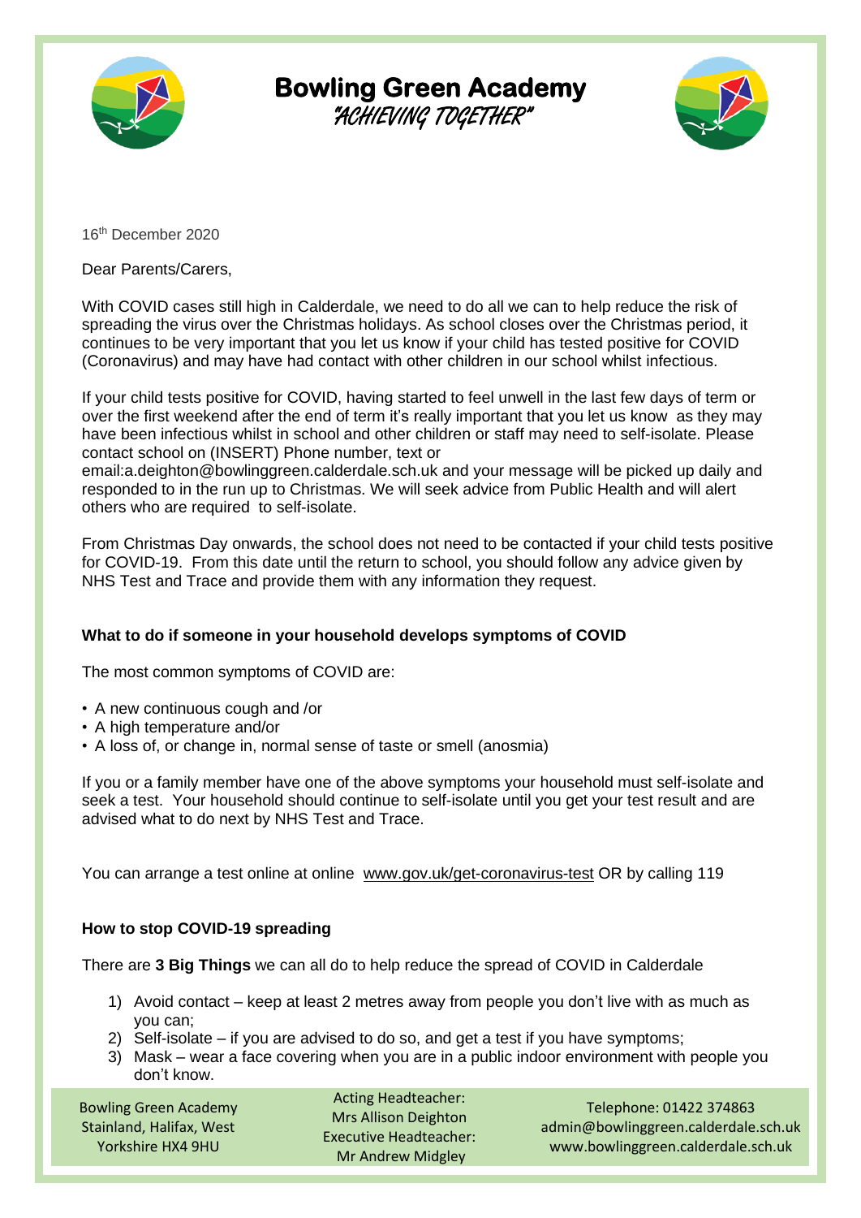# Bowling Green Academy

*"ACHIEVING TOGETHER"*

16th December 2020

Dear Parents/Carers,

With COVID cases still high in Calderdale, we need to do all we can to help reduce the risk of spreading the virus over the Christmas holidays. As school closes over the Christmas period, it continues to be very important that you let us know if your child has tested positive for COVID (Coronavirus) and may have had contact with other children in our school whilst infectious.

If your child tests positive for COVID, having started to feel unwell in the last few days of term or over the first weekend after the end of term it's really important that you let us know as they may have been infectious whilst in school and other children or staff may need to self-isolate. Please contact school on (INSERT) Phone number, text or email:a.deighton@bowlinggreen.calderdale.sch.uk and your message will be picked up daily and responded to in the run up to Christmas. We will seek advice from Public Health and will alert others who are required to self-isolate.

From Christmas Day onwards, the school does not need to be contacted if your child tests positive for COVID-19. From this date until the return to school, you should follow any advice given by NHS Test and Trace and provide them with any information they request.

**What to do if someone in your household develops symptoms of COVID**

The most common symptoms of COVID are:

- A new continuous cough and /or
- A high temperature and/or
- A loss of, or change in, normal sense of taste or smell (anosmia)

If you or a family member have one of the above symptoms your household must self-isolate and seek a test. Your household should continue to self-isolate until you get your test result and are advised what to do next by NHS Test and Trace.

You can arrange a test online at online www.gov.uk/get-coronavirus-test OR by calling 119

**How to stop COVID-19 spreading**

There are **3 Big Things** we can all do to help reduce the spread of COVID in Calderdale

1) Avoid contact – keep at least 2 metres away from people you don't live with as much as you can;
2) Self-isolate – if you are advised to do so, and get a test if you have symptoms;
3) Mask – wear a face covering when you are in a public indoor environment with people you don't know.

Bowling Green Academy
Stainland, Halifax, West Yorkshire HX4 9HU

Acting Headteacher: Mrs Allison Deighton
Executive Headteacher: Mr Andrew Midgley

Telephone: 01422 374863
admin@bowlinggreen.calderdale.sch.uk
www.bowlinggreen.calderdale.sch.uk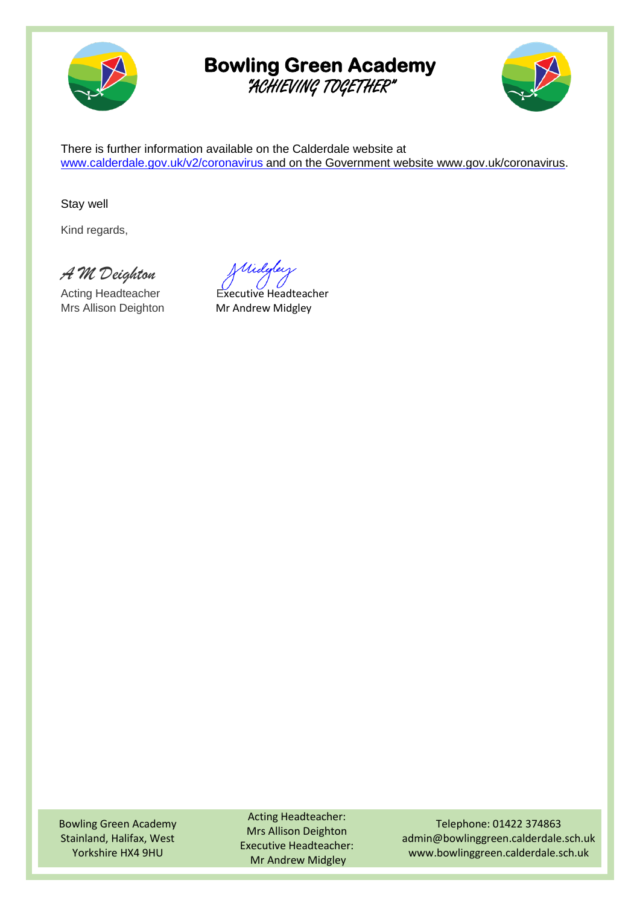# Bowling Green Academy

*"ACHIEVING TOGETHER"*

There is further information available on the Calderdale website at www.calderdale.gov.uk/v2/coronavirus and on the Government website www.gov.uk/coronavirus.

Stay well

Kind regards,

*A M Deighton*

Acting Headteacher
Mrs Allison Deighton

*J Midgley*

Executive Headteacher
Mr Andrew Midgley

Bowling Green Academy
Stainland, Halifax, West Yorkshire HX4 9HU

Acting Headteacher:
Mrs Allison Deighton
Executive Headteacher:
Mr Andrew Midgley

Telephone: 01422 374863
admin@bowlinggreen.calderdale.sch.uk
www.bowlinggreen.calderdale.sch.uk